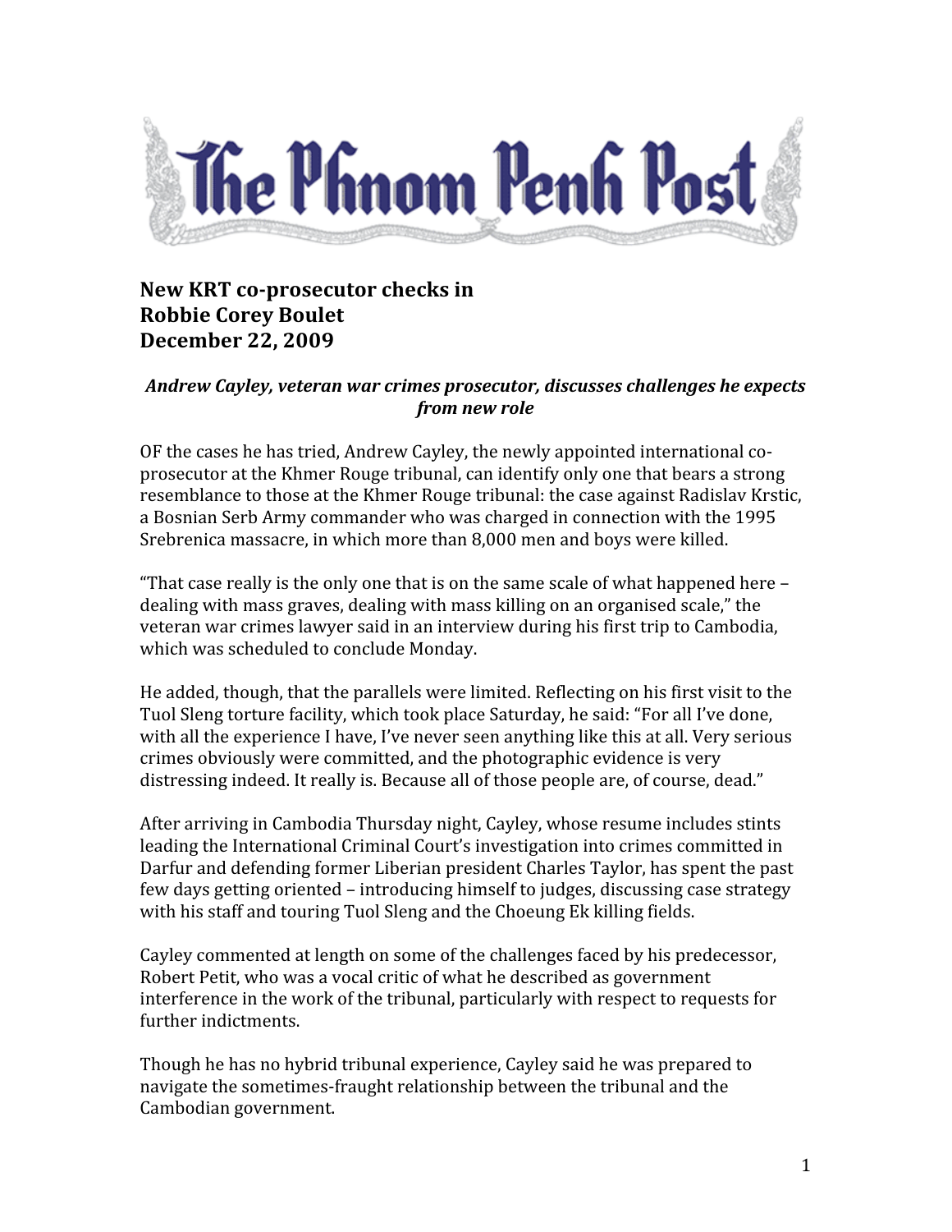# The Phnom Penh Post

## New KRT co-prosecutor checks in
## Robbie Corey Boulet
## December 22, 2009

***Andrew Cayley, veteran war crimes prosecutor, discusses challenges he expects from new role***

OF the cases he has tried, Andrew Cayley, the newly appointed international co-prosecutor at the Khmer Rouge tribunal, can identify only one that bears a strong resemblance to those at the Khmer Rouge tribunal: the case against Radislav Krstic, a Bosnian Serb Army commander who was charged in connection with the 1995 Srebrenica massacre, in which more than 8,000 men and boys were killed.

"That case really is the only one that is on the same scale of what happened here – dealing with mass graves, dealing with mass killing on an organised scale," the veteran war crimes lawyer said in an interview during his first trip to Cambodia, which was scheduled to conclude Monday.

He added, though, that the parallels were limited. Reflecting on his first visit to the Tuol Sleng torture facility, which took place Saturday, he said: "For all I've done, with all the experience I have, I've never seen anything like this at all. Very serious crimes obviously were committed, and the photographic evidence is very distressing indeed. It really is. Because all of those people are, of course, dead."

After arriving in Cambodia Thursday night, Cayley, whose resume includes stints leading the International Criminal Court's investigation into crimes committed in Darfur and defending former Liberian president Charles Taylor, has spent the past few days getting oriented – introducing himself to judges, discussing case strategy with his staff and touring Tuol Sleng and the Choeung Ek killing fields.

Cayley commented at length on some of the challenges faced by his predecessor, Robert Petit, who was a vocal critic of what he described as government interference in the work of the tribunal, particularly with respect to requests for further indictments.

Though he has no hybrid tribunal experience, Cayley said he was prepared to navigate the sometimes-fraught relationship between the tribunal and the Cambodian government.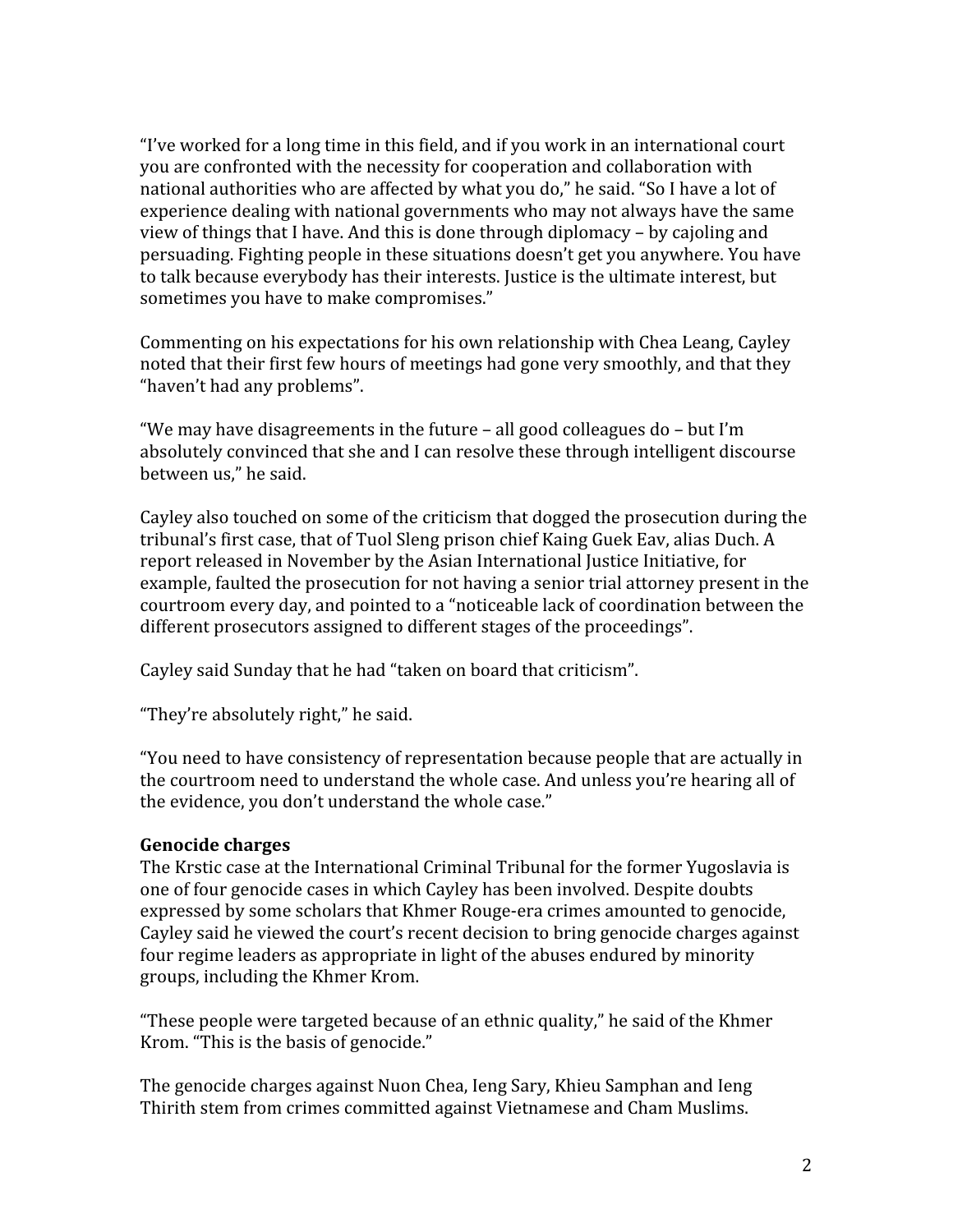"I've worked for a long time in this field, and if you work in an international court you are confronted with the necessity for cooperation and collaboration with national authorities who are affected by what you do," he said. "So I have a lot of experience dealing with national governments who may not always have the same view of things that I have. And this is done through diplomacy – by cajoling and persuading. Fighting people in these situations doesn't get you anywhere. You have to talk because everybody has their interests. Justice is the ultimate interest, but sometimes you have to make compromises."

Commenting on his expectations for his own relationship with Chea Leang, Cayley noted that their first few hours of meetings had gone very smoothly, and that they "haven't had any problems".

"We may have disagreements in the future – all good colleagues do – but I'm absolutely convinced that she and I can resolve these through intelligent discourse between us," he said.

Cayley also touched on some of the criticism that dogged the prosecution during the tribunal's first case, that of Tuol Sleng prison chief Kaing Guek Eav, alias Duch. A report released in November by the Asian International Justice Initiative, for example, faulted the prosecution for not having a senior trial attorney present in the courtroom every day, and pointed to a "noticeable lack of coordination between the different prosecutors assigned to different stages of the proceedings".

Cayley said Sunday that he had "taken on board that criticism".

"They're absolutely right," he said.

"You need to have consistency of representation because people that are actually in the courtroom need to understand the whole case. And unless you're hearing all of the evidence, you don't understand the whole case."

**Genocide charges**

The Krstic case at the International Criminal Tribunal for the former Yugoslavia is one of four genocide cases in which Cayley has been involved. Despite doubts expressed by some scholars that Khmer Rouge-era crimes amounted to genocide, Cayley said he viewed the court's recent decision to bring genocide charges against four regime leaders as appropriate in light of the abuses endured by minority groups, including the Khmer Krom.

"These people were targeted because of an ethnic quality," he said of the Khmer Krom. "This is the basis of genocide."

The genocide charges against Nuon Chea, Ieng Sary, Khieu Samphan and Ieng Thirith stem from crimes committed against Vietnamese and Cham Muslims.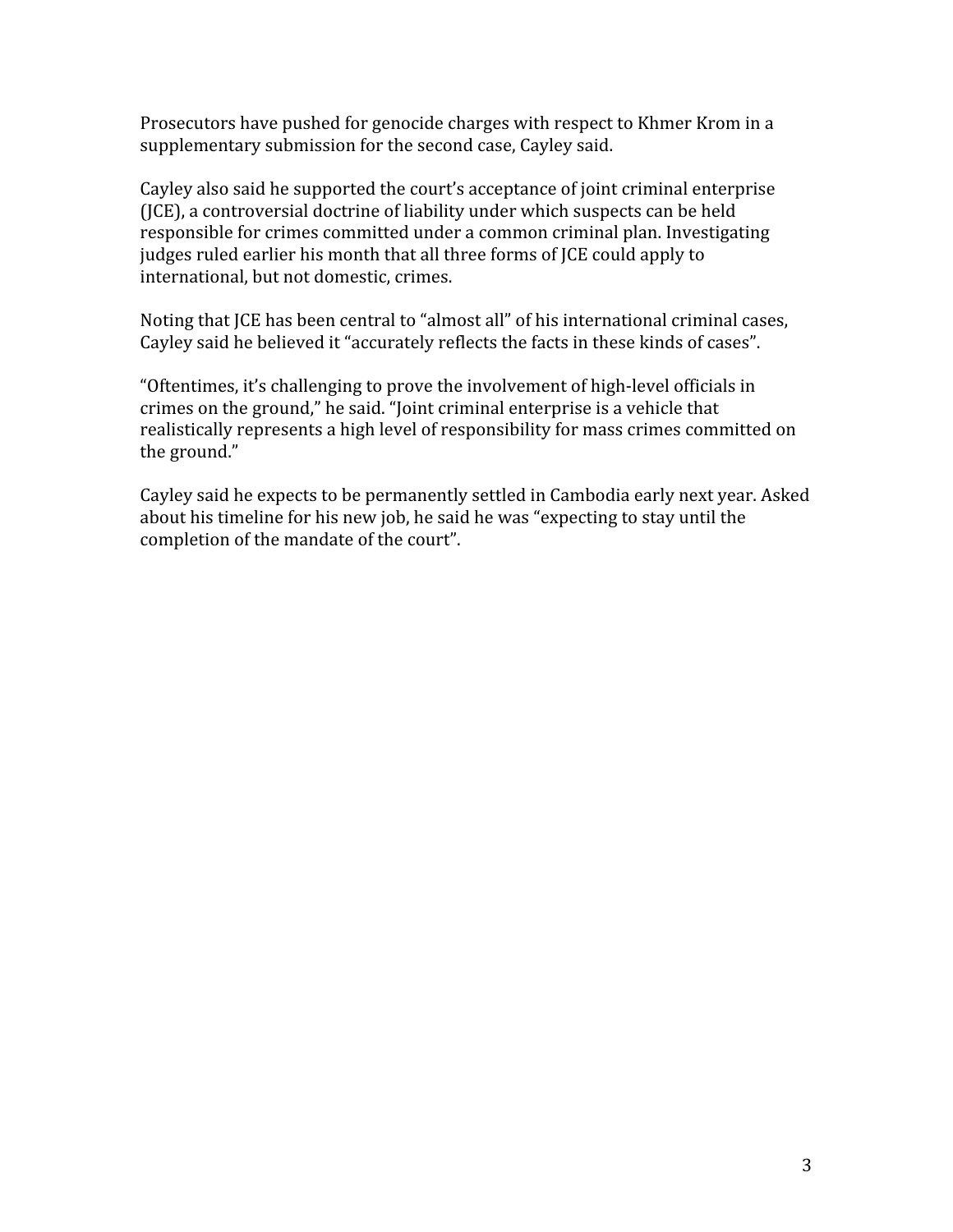Prosecutors have pushed for genocide charges with respect to Khmer Krom in a supplementary submission for the second case, Cayley said.

Cayley also said he supported the court's acceptance of joint criminal enterprise (JCE), a controversial doctrine of liability under which suspects can be held responsible for crimes committed under a common criminal plan. Investigating judges ruled earlier his month that all three forms of JCE could apply to international, but not domestic, crimes.

Noting that JCE has been central to "almost all" of his international criminal cases, Cayley said he believed it "accurately reflects the facts in these kinds of cases".

"Oftentimes, it's challenging to prove the involvement of high-level officials in crimes on the ground," he said. "Joint criminal enterprise is a vehicle that realistically represents a high level of responsibility for mass crimes committed on the ground."

Cayley said he expects to be permanently settled in Cambodia early next year. Asked about his timeline for his new job, he said he was "expecting to stay until the completion of the mandate of the court".